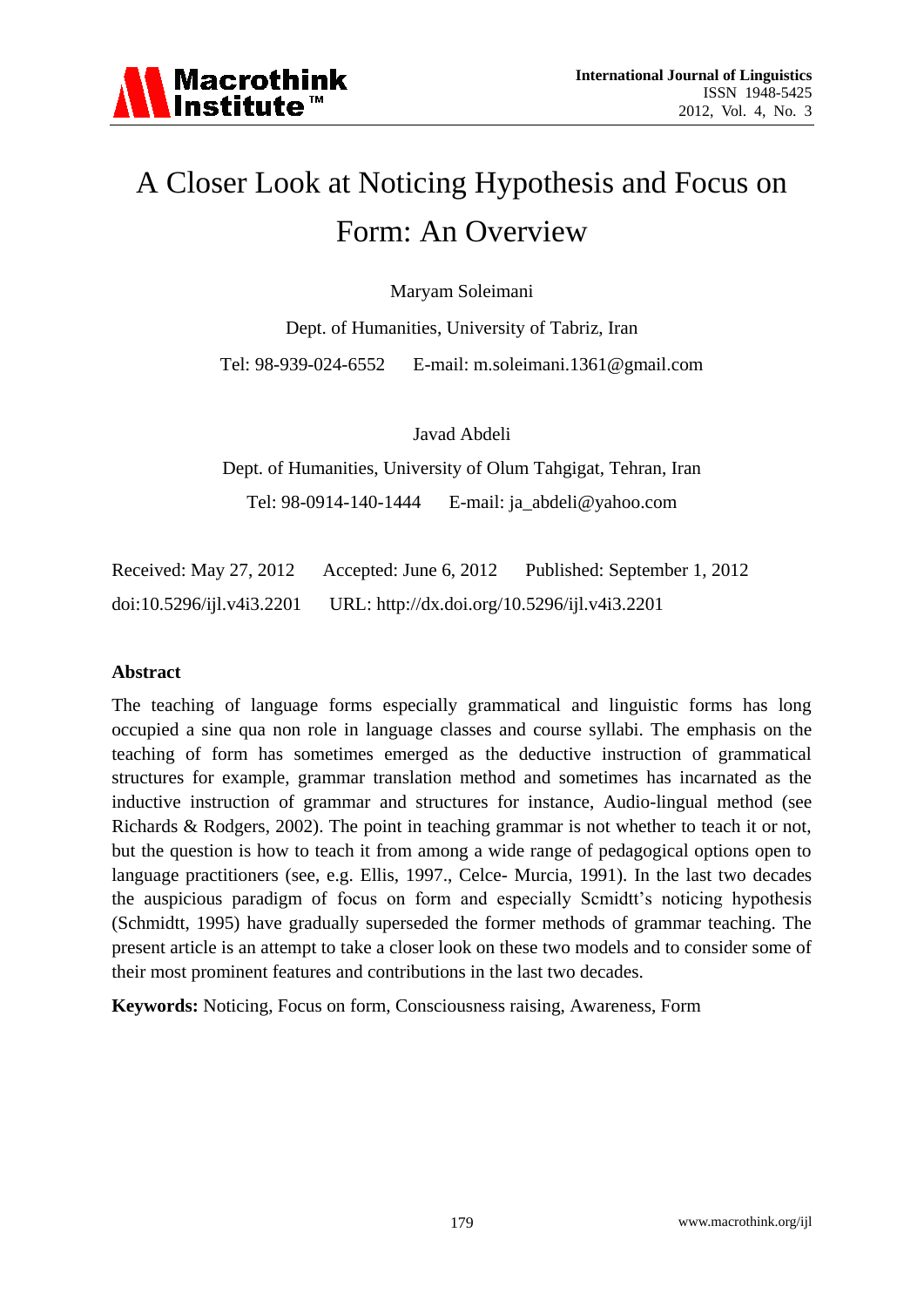# A Closer Look at Noticing Hypothesis and Focus on Form: An Overview

Maryam Soleimani

Dept. of Humanities, University of Tabriz, Iran

Tel: 98-939-024-6552 E-mail: m.soleimani.1361@gmail.com

Javad Abdeli

Dept. of Humanities, University of Olum Tahgigat, Tehran, Iran

Tel: 98-0914-140-1444 E-mail: ja_abdeli@yahoo.com

Received: May 27, 2012 Accepted: June 6, 2012 Published: September 1, 2012

doi:10.5296/ijl.v4i3.2201 URL: http://dx.doi.org/10.5296/ijl.v4i3.2201

## Abstract

The teaching of language forms especially grammatical and linguistic forms has long occupied a sine qua non role in language classes and course syllabi. The emphasis on the teaching of form has sometimes emerged as the deductive instruction of grammatical structures for example, grammar translation method and sometimes has incarnated as the inductive instruction of grammar and structures for instance, Audio-lingual method (see Richards & Rodgers, 2002). The point in teaching grammar is not whether to teach it or not, but the question is how to teach it from among a wide range of pedagogical options open to language practitioners (see, e.g. Ellis, 1997., Celce- Murcia, 1991). In the last two decades the auspicious paradigm of focus on form and especially Scmidtt's noticing hypothesis (Schmidtt, 1995) have gradually superseded the former methods of grammar teaching. The present article is an attempt to take a closer look on these two models and to consider some of their most prominent features and contributions in the last two decades.

**Keywords:** Noticing, Focus on form, Consciousness raising, Awareness, Form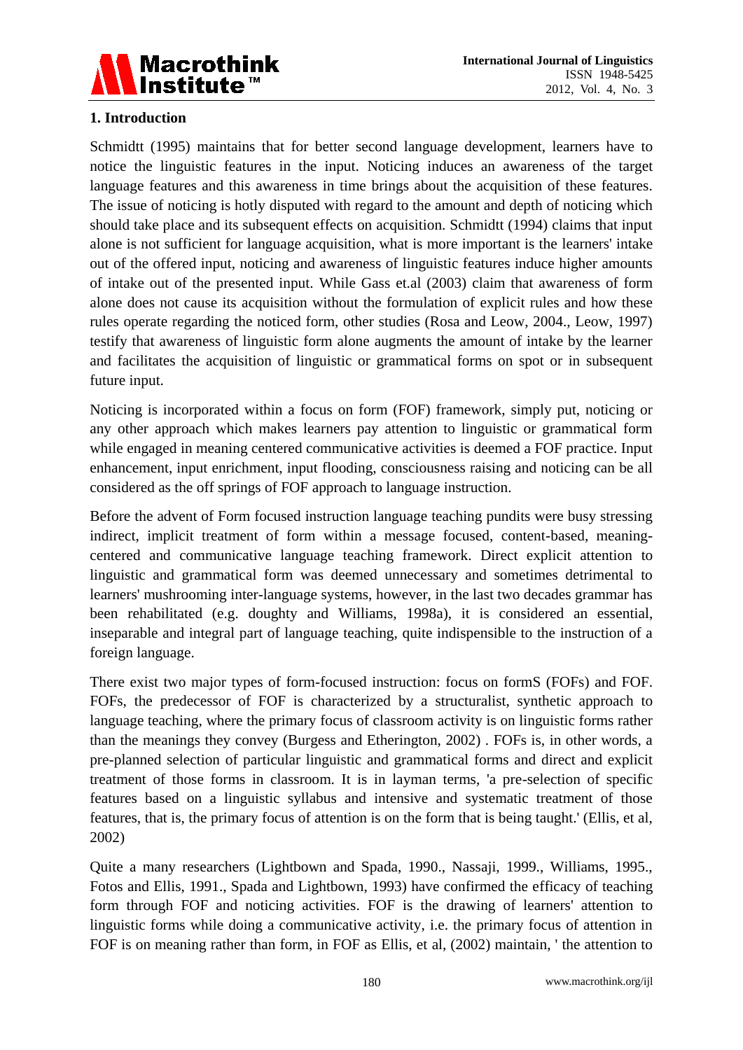## 1. Introduction

Schmidtt (1995) maintains that for better second language development, learners have to notice the linguistic features in the input. Noticing induces an awareness of the target language features and this awareness in time brings about the acquisition of these features. The issue of noticing is hotly disputed with regard to the amount and depth of noticing which should take place and its subsequent effects on acquisition. Schmidtt (1994) claims that input alone is not sufficient for language acquisition, what is more important is the learners' intake out of the offered input, noticing and awareness of linguistic features induce higher amounts of intake out of the presented input. While Gass et.al (2003) claim that awareness of form alone does not cause its acquisition without the formulation of explicit rules and how these rules operate regarding the noticed form, other studies (Rosa and Leow, 2004., Leow, 1997) testify that awareness of linguistic form alone augments the amount of intake by the learner and facilitates the acquisition of linguistic or grammatical forms on spot or in subsequent future input.

Noticing is incorporated within a focus on form (FOF) framework, simply put, noticing or any other approach which makes learners pay attention to linguistic or grammatical form while engaged in meaning centered communicative activities is deemed a FOF practice. Input enhancement, input enrichment, input flooding, consciousness raising and noticing can be all considered as the off springs of FOF approach to language instruction.

Before the advent of Form focused instruction language teaching pundits were busy stressing indirect, implicit treatment of form within a message focused, content-based, meaning-centered and communicative language teaching framework. Direct explicit attention to linguistic and grammatical form was deemed unnecessary and sometimes detrimental to learners' mushrooming inter-language systems, however, in the last two decades grammar has been rehabilitated (e.g. doughty and Williams, 1998a), it is considered an essential, inseparable and integral part of language teaching, quite indispensible to the instruction of a foreign language.

There exist two major types of form-focused instruction: focus on formS (FOFs) and FOF. FOFs, the predecessor of FOF is characterized by a structuralist, synthetic approach to language teaching, where the primary focus of classroom activity is on linguistic forms rather than the meanings they convey (Burgess and Etherington, 2002) . FOFs is, in other words, a pre-planned selection of particular linguistic and grammatical forms and direct and explicit treatment of those forms in classroom. It is in layman terms, 'a pre-selection of specific features based on a linguistic syllabus and intensive and systematic treatment of those features, that is, the primary focus of attention is on the form that is being taught.' (Ellis, et al, 2002)

Quite a many researchers (Lightbown and Spada, 1990., Nassaji, 1999., Williams, 1995., Fotos and Ellis, 1991., Spada and Lightbown, 1993) have confirmed the efficacy of teaching form through FOF and noticing activities. FOF is the drawing of learners' attention to linguistic forms while doing a communicative activity, i.e. the primary focus of attention in FOF is on meaning rather than form, in FOF as Ellis, et al, (2002) maintain, ' the attention to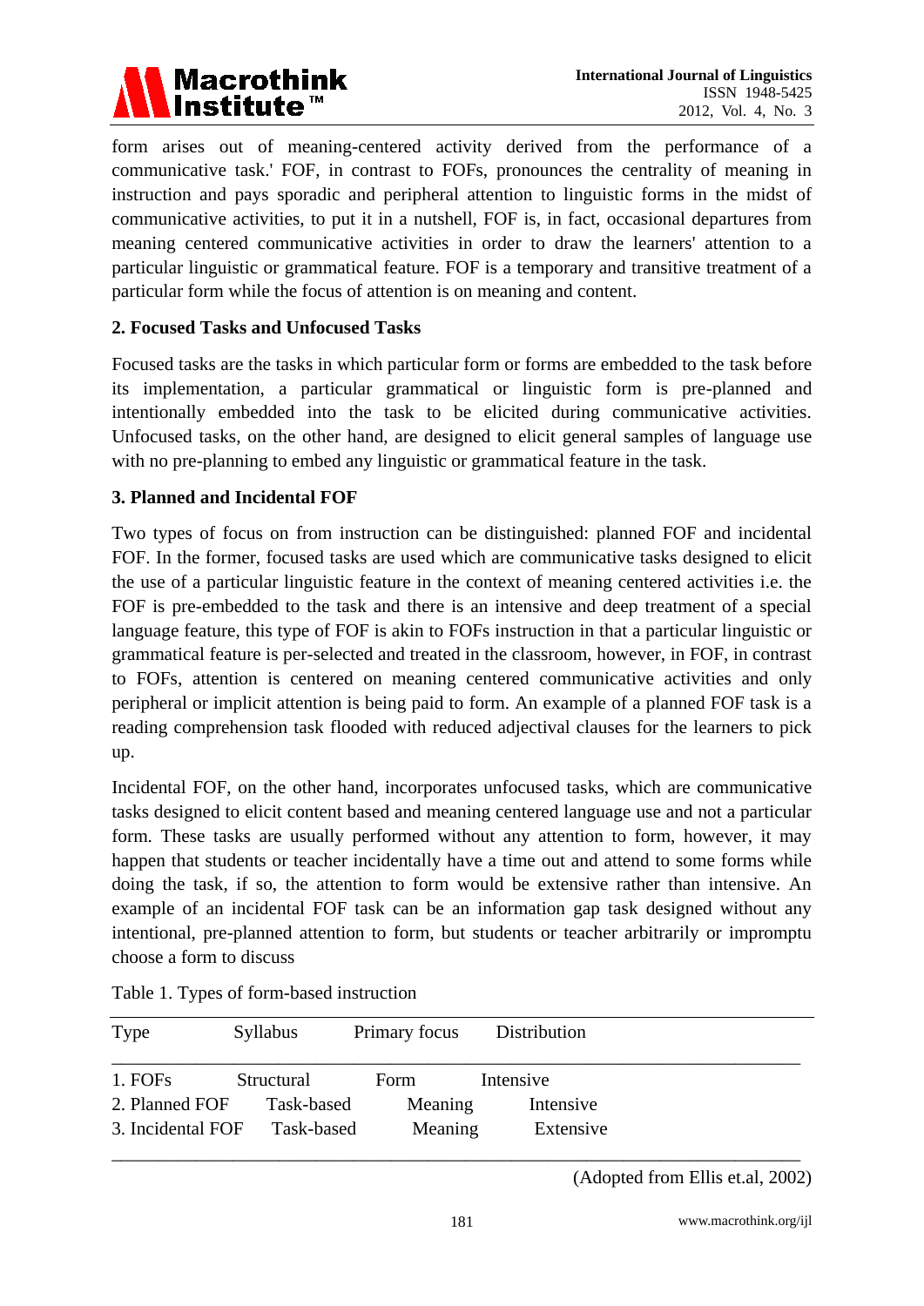form arises out of meaning-centered activity derived from the performance of a communicative task.' FOF, in contrast to FOFs, pronounces the centrality of meaning in instruction and pays sporadic and peripheral attention to linguistic forms in the midst of communicative activities, to put it in a nutshell, FOF is, in fact, occasional departures from meaning centered communicative activities in order to draw the learners' attention to a particular linguistic or grammatical feature. FOF is a temporary and transitive treatment of a particular form while the focus of attention is on meaning and content.

## 2. Focused Tasks and Unfocused Tasks

Focused tasks are the tasks in which particular form or forms are embedded to the task before its implementation, a particular grammatical or linguistic form is pre-planned and intentionally embedded into the task to be elicited during communicative activities. Unfocused tasks, on the other hand, are designed to elicit general samples of language use with no pre-planning to embed any linguistic or grammatical feature in the task.

## 3. Planned and Incidental FOF

Two types of focus on from instruction can be distinguished: planned FOF and incidental FOF. In the former, focused tasks are used which are communicative tasks designed to elicit the use of a particular linguistic feature in the context of meaning centered activities i.e. the FOF is pre-embedded to the task and there is an intensive and deep treatment of a special language feature, this type of FOF is akin to FOFs instruction in that a particular linguistic or grammatical feature is per-selected and treated in the classroom, however, in FOF, in contrast to FOFs, attention is centered on meaning centered communicative activities and only peripheral or implicit attention is being paid to form. An example of a planned FOF task is a reading comprehension task flooded with reduced adjectival clauses for the learners to pick up.

Incidental FOF, on the other hand, incorporates unfocused tasks, which are communicative tasks designed to elicit content based and meaning centered language use and not a particular form. These tasks are usually performed without any attention to form, however, it may happen that students or teacher incidentally have a time out and attend to some forms while doing the task, if so, the attention to form would be extensive rather than intensive. An example of an incidental FOF task can be an information gap task designed without any intentional, pre-planned attention to form, but students or teacher arbitrarily or impromptu choose a form to discuss

Table 1. Types of form-based instruction

| Type | Syllabus | Primary focus | Distribution |
|---|---|---|---|
| 1. FOFs | Structural | Form | Intensive |
| 2. Planned FOF | Task-based | Meaning | Intensive |
| 3. Incidental FOF | Task-based | Meaning | Extensive |

(Adopted from Ellis et.al, 2002)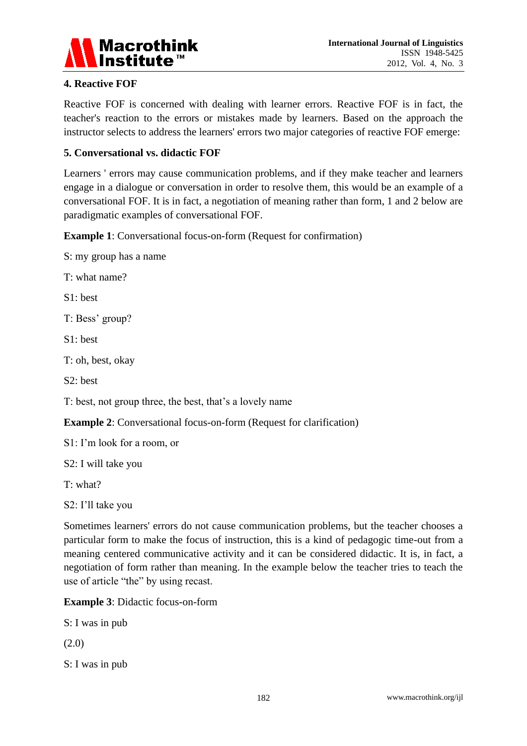## 4. Reactive FOF

Reactive FOF is concerned with dealing with learner errors. Reactive FOF is in fact, the teacher's reaction to the errors or mistakes made by learners. Based on the approach the instructor selects to address the learners' errors two major categories of reactive FOF emerge:

## 5. Conversational vs. didactic FOF

Learners ' errors may cause communication problems, and if they make teacher and learners engage in a dialogue or conversation in order to resolve them, this would be an example of a conversational FOF. It is in fact, a negotiation of meaning rather than form, 1 and 2 below are paradigmatic examples of conversational FOF.

**Example 1**: Conversational focus-on-form (Request for confirmation)

S: my group has a name

T: what name?

S1: best

T: Bess' group?

S1: best

T: oh, best, okay

S2: best

T: best, not group three, the best, that's a lovely name

**Example 2**: Conversational focus-on-form (Request for clarification)

S1: I'm look for a room, or

S2: I will take you

T: what?

S2: I'll take you

Sometimes learners' errors do not cause communication problems, but the teacher chooses a particular form to make the focus of instruction, this is a kind of pedagogic time-out from a meaning centered communicative activity and it can be considered didactic. It is, in fact, a negotiation of form rather than meaning. In the example below the teacher tries to teach the use of article "the" by using recast.

**Example 3**: Didactic focus-on-form

S: I was in pub

(2.0)

S: I was in pub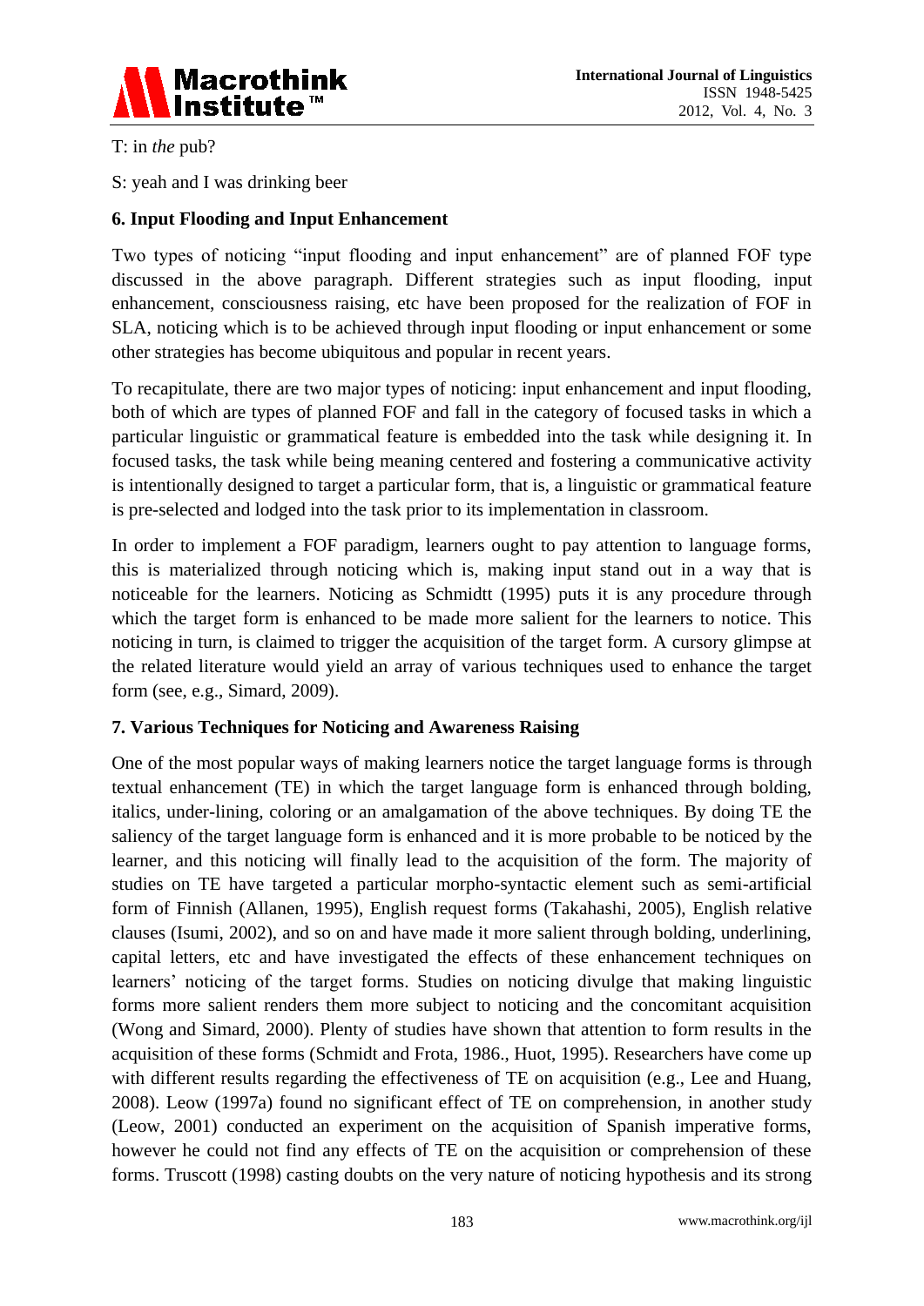T: in *the* pub?

S: yeah and I was drinking beer

## 6. Input Flooding and Input Enhancement

Two types of noticing "input flooding and input enhancement" are of planned FOF type discussed in the above paragraph. Different strategies such as input flooding, input enhancement, consciousness raising, etc have been proposed for the realization of FOF in SLA, noticing which is to be achieved through input flooding or input enhancement or some other strategies has become ubiquitous and popular in recent years.

To recapitulate, there are two major types of noticing: input enhancement and input flooding, both of which are types of planned FOF and fall in the category of focused tasks in which a particular linguistic or grammatical feature is embedded into the task while designing it. In focused tasks, the task while being meaning centered and fostering a communicative activity is intentionally designed to target a particular form, that is, a linguistic or grammatical feature is pre-selected and lodged into the task prior to its implementation in classroom.

In order to implement a FOF paradigm, learners ought to pay attention to language forms, this is materialized through noticing which is, making input stand out in a way that is noticeable for the learners. Noticing as Schmidtt (1995) puts it is any procedure through which the target form is enhanced to be made more salient for the learners to notice. This noticing in turn, is claimed to trigger the acquisition of the target form. A cursory glimpse at the related literature would yield an array of various techniques used to enhance the target form (see, e.g., Simard, 2009).

## 7. Various Techniques for Noticing and Awareness Raising

One of the most popular ways of making learners notice the target language forms is through textual enhancement (TE) in which the target language form is enhanced through bolding, italics, under-lining, coloring or an amalgamation of the above techniques. By doing TE the saliency of the target language form is enhanced and it is more probable to be noticed by the learner, and this noticing will finally lead to the acquisition of the form. The majority of studies on TE have targeted a particular morpho-syntactic element such as semi-artificial form of Finnish (Allanen, 1995), English request forms (Takahashi, 2005), English relative clauses (Isumi, 2002), and so on and have made it more salient through bolding, underlining, capital letters, etc and have investigated the effects of these enhancement techniques on learners' noticing of the target forms. Studies on noticing divulge that making linguistic forms more salient renders them more subject to noticing and the concomitant acquisition (Wong and Simard, 2000). Plenty of studies have shown that attention to form results in the acquisition of these forms (Schmidt and Frota, 1986., Huot, 1995). Researchers have come up with different results regarding the effectiveness of TE on acquisition (e.g., Lee and Huang, 2008). Leow (1997a) found no significant effect of TE on comprehension, in another study (Leow, 2001) conducted an experiment on the acquisition of Spanish imperative forms, however he could not find any effects of TE on the acquisition or comprehension of these forms. Truscott (1998) casting doubts on the very nature of noticing hypothesis and its strong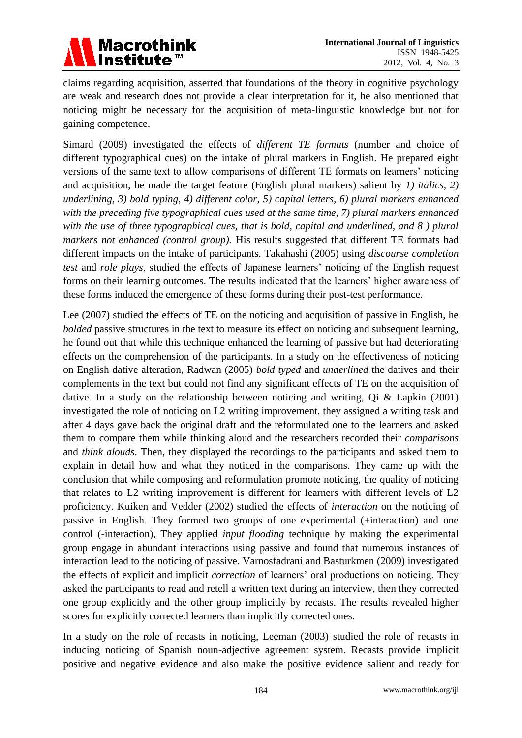claims regarding acquisition, asserted that foundations of the theory in cognitive psychology are weak and research does not provide a clear interpretation for it, he also mentioned that noticing might be necessary for the acquisition of meta-linguistic knowledge but not for gaining competence.

Simard (2009) investigated the effects of *different TE formats* (number and choice of different typographical cues) on the intake of plural markers in English. He prepared eight versions of the same text to allow comparisons of different TE formats on learners' noticing and acquisition, he made the target feature (English plural markers) salient by *1) italics, 2) underlining, 3) bold typing, 4) different color, 5) capital letters, 6) plural markers enhanced with the preceding five typographical cues used at the same time, 7) plural markers enhanced with the use of three typographical cues, that is bold, capital and underlined, and 8 ) plural markers not enhanced (control group).* His results suggested that different TE formats had different impacts on the intake of participants. Takahashi (2005) using *discourse completion test* and *role plays*, studied the effects of Japanese learners' noticing of the English request forms on their learning outcomes. The results indicated that the learners' higher awareness of these forms induced the emergence of these forms during their post-test performance.

Lee (2007) studied the effects of TE on the noticing and acquisition of passive in English, he *bolded* passive structures in the text to measure its effect on noticing and subsequent learning, he found out that while this technique enhanced the learning of passive but had deteriorating effects on the comprehension of the participants. In a study on the effectiveness of noticing on English dative alteration, Radwan (2005) *bold typed* and *underlined* the datives and their complements in the text but could not find any significant effects of TE on the acquisition of dative. In a study on the relationship between noticing and writing, Qi & Lapkin (2001) investigated the role of noticing on L2 writing improvement. they assigned a writing task and after 4 days gave back the original draft and the reformulated one to the learners and asked them to compare them while thinking aloud and the researchers recorded their *comparisons* and *think alouds*. Then, they displayed the recordings to the participants and asked them to explain in detail how and what they noticed in the comparisons. They came up with the conclusion that while composing and reformulation promote noticing, the quality of noticing that relates to L2 writing improvement is different for learners with different levels of L2 proficiency. Kuiken and Vedder (2002) studied the effects of *interaction* on the noticing of passive in English. They formed two groups of one experimental (+interaction) and one control (-interaction), They applied *input flooding* technique by making the experimental group engage in abundant interactions using passive and found that numerous instances of interaction lead to the noticing of passive. Varnosfadrani and Basturkmen (2009) investigated the effects of explicit and implicit *correction* of learners' oral productions on noticing. They asked the participants to read and retell a written text during an interview, then they corrected one group explicitly and the other group implicitly by recasts. The results revealed higher scores for explicitly corrected learners than implicitly corrected ones.

In a study on the role of recasts in noticing, Leeman (2003) studied the role of recasts in inducing noticing of Spanish noun-adjective agreement system. Recasts provide implicit positive and negative evidence and also make the positive evidence salient and ready for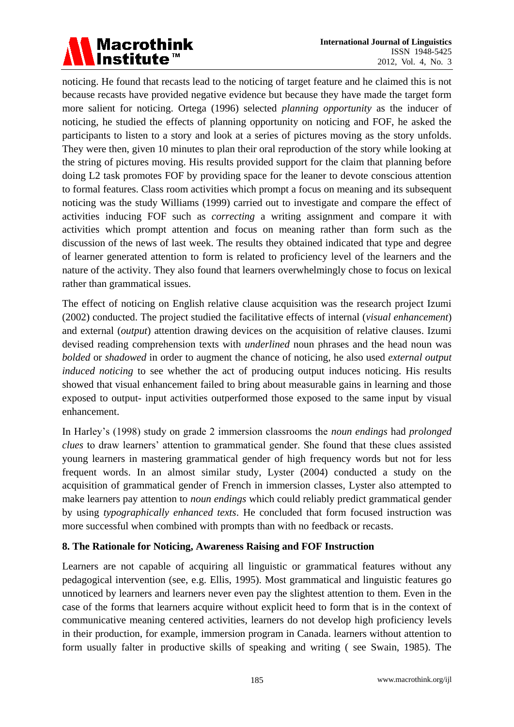noticing. He found that recasts lead to the noticing of target feature and he claimed this is not because recasts have provided negative evidence but because they have made the target form more salient for noticing. Ortega (1996) selected *planning opportunity* as the inducer of noticing, he studied the effects of planning opportunity on noticing and FOF, he asked the participants to listen to a story and look at a series of pictures moving as the story unfolds. They were then, given 10 minutes to plan their oral reproduction of the story while looking at the string of pictures moving. His results provided support for the claim that planning before doing L2 task promotes FOF by providing space for the leaner to devote conscious attention to formal features. Class room activities which prompt a focus on meaning and its subsequent noticing was the study Williams (1999) carried out to investigate and compare the effect of activities inducing FOF such as *correcting* a writing assignment and compare it with activities which prompt attention and focus on meaning rather than form such as the discussion of the news of last week. The results they obtained indicated that type and degree of learner generated attention to form is related to proficiency level of the learners and the nature of the activity. They also found that learners overwhelmingly chose to focus on lexical rather than grammatical issues.

The effect of noticing on English relative clause acquisition was the research project Izumi (2002) conducted. The project studied the facilitative effects of internal (*visual enhancement*) and external (*output*) attention drawing devices on the acquisition of relative clauses. Izumi devised reading comprehension texts with *underlined* noun phrases and the head noun was *bolded* or *shadowed* in order to augment the chance of noticing, he also used *external output induced noticing* to see whether the act of producing output induces noticing. His results showed that visual enhancement failed to bring about measurable gains in learning and those exposed to output- input activities outperformed those exposed to the same input by visual enhancement.

In Harley's (1998) study on grade 2 immersion classrooms the *noun endings* had *prolonged clues* to draw learners' attention to grammatical gender. She found that these clues assisted young learners in mastering grammatical gender of high frequency words but not for less frequent words. In an almost similar study, Lyster (2004) conducted a study on the acquisition of grammatical gender of French in immersion classes, Lyster also attempted to make learners pay attention to *noun endings* which could reliably predict grammatical gender by using *typographically enhanced texts*. He concluded that form focused instruction was more successful when combined with prompts than with no feedback or recasts.

## 8. The Rationale for Noticing, Awareness Raising and FOF Instruction

Learners are not capable of acquiring all linguistic or grammatical features without any pedagogical intervention (see, e.g. Ellis, 1995). Most grammatical and linguistic features go unnoticed by learners and learners never even pay the slightest attention to them. Even in the case of the forms that learners acquire without explicit heed to form that is in the context of communicative meaning centered activities, learners do not develop high proficiency levels in their production, for example, immersion program in Canada. learners without attention to form usually falter in productive skills of speaking and writing ( see Swain, 1985). The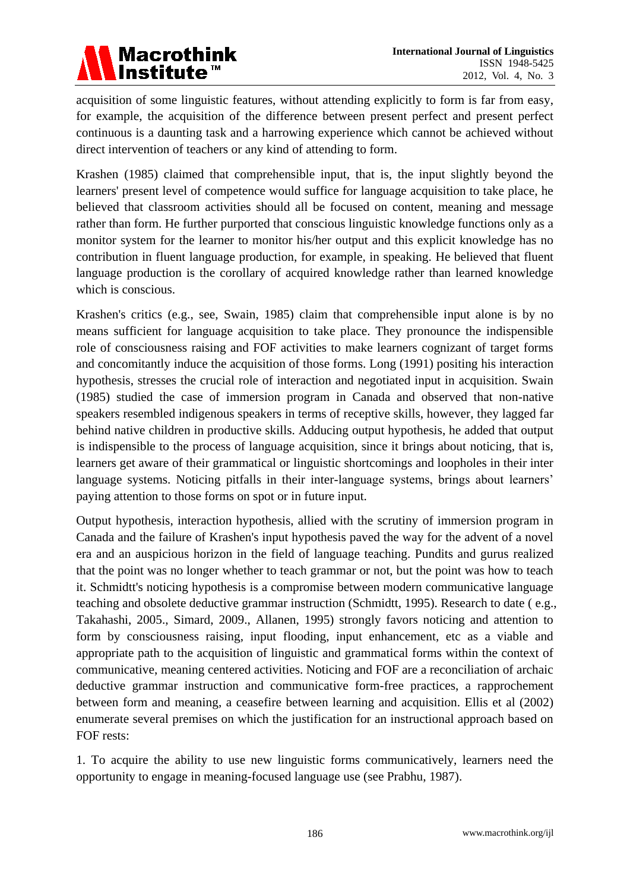acquisition of some linguistic features, without attending explicitly to form is far from easy, for example, the acquisition of the difference between present perfect and present perfect continuous is a daunting task and a harrowing experience which cannot be achieved without direct intervention of teachers or any kind of attending to form.

Krashen (1985) claimed that comprehensible input, that is, the input slightly beyond the learners' present level of competence would suffice for language acquisition to take place, he believed that classroom activities should all be focused on content, meaning and message rather than form. He further purported that conscious linguistic knowledge functions only as a monitor system for the learner to monitor his/her output and this explicit knowledge has no contribution in fluent language production, for example, in speaking. He believed that fluent language production is the corollary of acquired knowledge rather than learned knowledge which is conscious.

Krashen's critics (e.g., see, Swain, 1985) claim that comprehensible input alone is by no means sufficient for language acquisition to take place. They pronounce the indispensible role of consciousness raising and FOF activities to make learners cognizant of target forms and concomitantly induce the acquisition of those forms. Long (1991) positing his interaction hypothesis, stresses the crucial role of interaction and negotiated input in acquisition. Swain (1985) studied the case of immersion program in Canada and observed that non-native speakers resembled indigenous speakers in terms of receptive skills, however, they lagged far behind native children in productive skills. Adducing output hypothesis, he added that output is indispensible to the process of language acquisition, since it brings about noticing, that is, learners get aware of their grammatical or linguistic shortcomings and loopholes in their inter language systems. Noticing pitfalls in their inter-language systems, brings about learners' paying attention to those forms on spot or in future input.

Output hypothesis, interaction hypothesis, allied with the scrutiny of immersion program in Canada and the failure of Krashen's input hypothesis paved the way for the advent of a novel era and an auspicious horizon in the field of language teaching. Pundits and gurus realized that the point was no longer whether to teach grammar or not, but the point was how to teach it. Schmidtt's noticing hypothesis is a compromise between modern communicative language teaching and obsolete deductive grammar instruction (Schmidtt, 1995). Research to date ( e.g., Takahashi, 2005., Simard, 2009., Allanen, 1995) strongly favors noticing and attention to form by consciousness raising, input flooding, input enhancement, etc as a viable and appropriate path to the acquisition of linguistic and grammatical forms within the context of communicative, meaning centered activities. Noticing and FOF are a reconciliation of archaic deductive grammar instruction and communicative form-free practices, a rapprochement between form and meaning, a ceasefire between learning and acquisition. Ellis et al (2002) enumerate several premises on which the justification for an instructional approach based on FOF rests:

1. To acquire the ability to use new linguistic forms communicatively, learners need the opportunity to engage in meaning-focused language use (see Prabhu, 1987).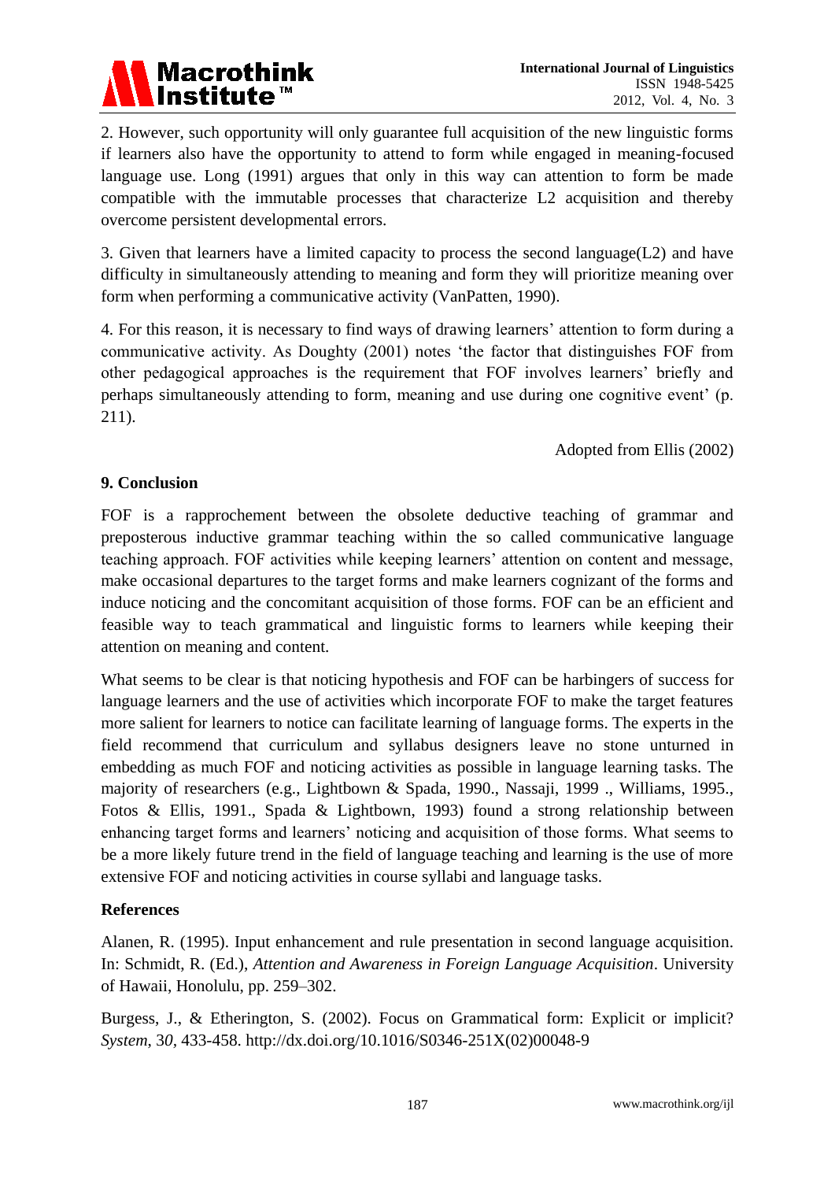2. However, such opportunity will only guarantee full acquisition of the new linguistic forms if learners also have the opportunity to attend to form while engaged in meaning-focused language use. Long (1991) argues that only in this way can attention to form be made compatible with the immutable processes that characterize L2 acquisition and thereby overcome persistent developmental errors.

3. Given that learners have a limited capacity to process the second language(L2) and have difficulty in simultaneously attending to meaning and form they will prioritize meaning over form when performing a communicative activity (VanPatten, 1990).

4. For this reason, it is necessary to find ways of drawing learners' attention to form during a communicative activity. As Doughty (2001) notes 'the factor that distinguishes FOF from other pedagogical approaches is the requirement that FOF involves learners' briefly and perhaps simultaneously attending to form, meaning and use during one cognitive event' (p. 211).

Adopted from Ellis (2002)

## 9. Conclusion

FOF is a rapprochement between the obsolete deductive teaching of grammar and preposterous inductive grammar teaching within the so called communicative language teaching approach. FOF activities while keeping learners' attention on content and message, make occasional departures to the target forms and make learners cognizant of the forms and induce noticing and the concomitant acquisition of those forms. FOF can be an efficient and feasible way to teach grammatical and linguistic forms to learners while keeping their attention on meaning and content.

What seems to be clear is that noticing hypothesis and FOF can be harbingers of success for language learners and the use of activities which incorporate FOF to make the target features more salient for learners to notice can facilitate learning of language forms. The experts in the field recommend that curriculum and syllabus designers leave no stone unturned in embedding as much FOF and noticing activities as possible in language learning tasks. The majority of researchers (e.g., Lightbown & Spada, 1990., Nassaji, 1999 ., Williams, 1995., Fotos & Ellis, 1991., Spada & Lightbown, 1993) found a strong relationship between enhancing target forms and learners' noticing and acquisition of those forms. What seems to be a more likely future trend in the field of language teaching and learning is the use of more extensive FOF and noticing activities in course syllabi and language tasks.

## References

Alanen, R. (1995). Input enhancement and rule presentation in second language acquisition. In: Schmidt, R. (Ed.), *Attention and Awareness in Foreign Language Acquisition*. University of Hawaii, Honolulu, pp. 259–302.

Burgess, J., & Etherington, S. (2002). Focus on Grammatical form: Explicit or implicit? *System*, 3*0*, 433-458. http://dx.doi.org/10.1016/S0346-251X(02)00048-9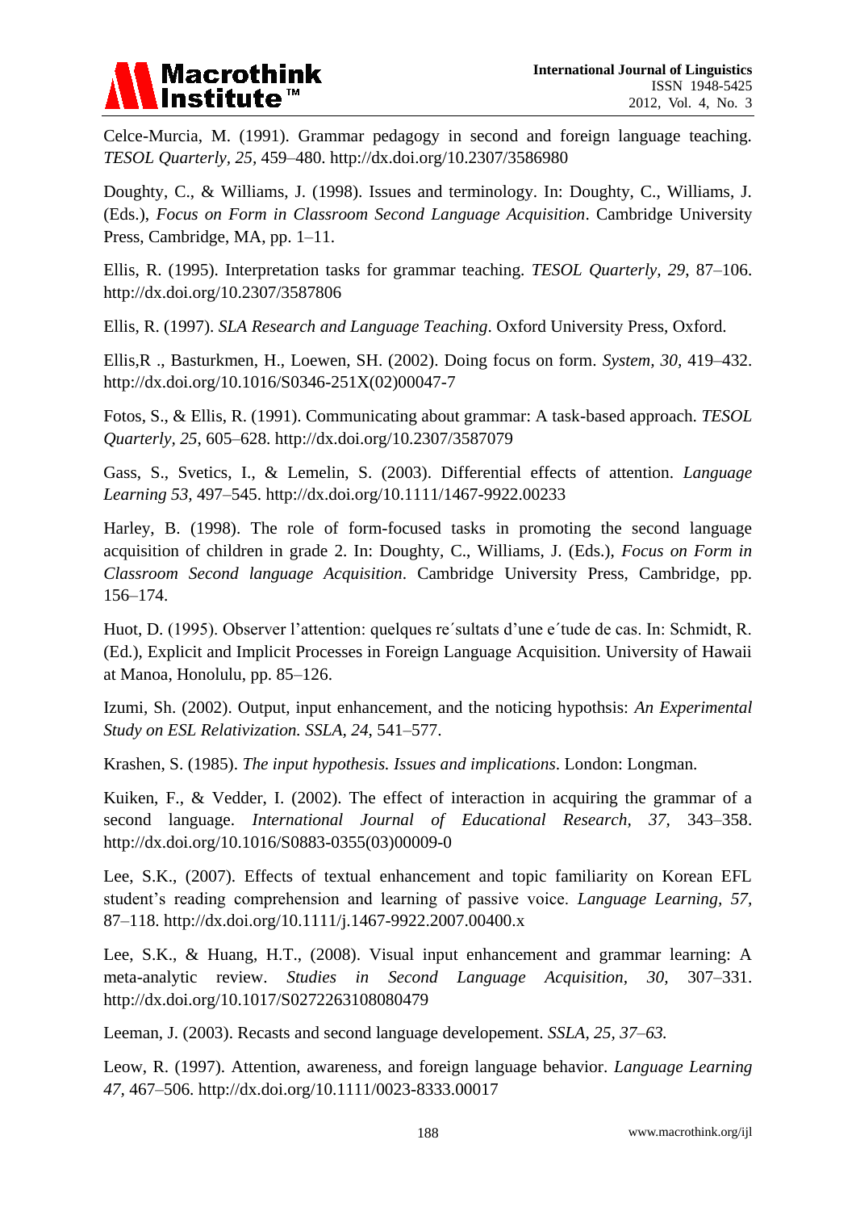Celce-Murcia, M. (1991). Grammar pedagogy in second and foreign language teaching. *TESOL Quarterly, 25,* 459–480. http://dx.doi.org/10.2307/3586980

Doughty, C., & Williams, J. (1998). Issues and terminology. In: Doughty, C., Williams, J. (Eds.), *Focus on Form in Classroom Second Language Acquisition*. Cambridge University Press, Cambridge, MA, pp. 1–11.

Ellis, R. (1995). Interpretation tasks for grammar teaching. *TESOL Quarterly, 29*, 87–106. http://dx.doi.org/10.2307/3587806

Ellis, R. (1997). *SLA Research and Language Teaching*. Oxford University Press, Oxford.

Ellis,R ., Basturkmen, H., Loewen, SH. (2002). Doing focus on form. *System, 30,* 419–432. http://dx.doi.org/10.1016/S0346-251X(02)00047-7

Fotos, S., & Ellis, R. (1991). Communicating about grammar: A task-based approach. *TESOL Quarterly, 25*, 605–628. http://dx.doi.org/10.2307/3587079

Gass, S., Svetics, I., & Lemelin, S. (2003). Differential effects of attention. *Language Learning 53,* 497–545. http://dx.doi.org/10.1111/1467-9922.00233

Harley, B. (1998). The role of form-focused tasks in promoting the second language acquisition of children in grade 2. In: Doughty, C., Williams, J. (Eds.), *Focus on Form in Classroom Second language Acquisition*. Cambridge University Press, Cambridge, pp. 156–174.

Huot, D. (1995). Observer l'attention: quelques re´sultats d'une e´tude de cas. In: Schmidt, R. (Ed.), Explicit and Implicit Processes in Foreign Language Acquisition. University of Hawaii at Manoa, Honolulu, pp. 85–126.

Izumi, Sh. (2002). Output, input enhancement, and the noticing hypothsis: *An Experimental Study on ESL Relativization. SSLA, 24*, 541–577.

Krashen, S. (1985). *The input hypothesis. Issues and implications*. London: Longman.

Kuiken, F., & Vedder, I. (2002). The effect of interaction in acquiring the grammar of a second language. *International Journal of Educational Research, 37,* 343–358. http://dx.doi.org/10.1016/S0883-0355(03)00009-0

Lee, S.K., (2007). Effects of textual enhancement and topic familiarity on Korean EFL student's reading comprehension and learning of passive voice. *Language Learning, 57,* 87–118. http://dx.doi.org/10.1111/j.1467-9922.2007.00400.x

Lee, S.K., & Huang, H.T., (2008). Visual input enhancement and grammar learning: A meta-analytic review. *Studies in Second Language Acquisition, 30,* 307–331. http://dx.doi.org/10.1017/S0272263108080479

Leeman, J. (2003). Recasts and second language developement. *SSLA, 25, 37–63.*

Leow, R. (1997). Attention, awareness, and foreign language behavior. *Language Learning 47,* 467–506. http://dx.doi.org/10.1111/0023-8333.00017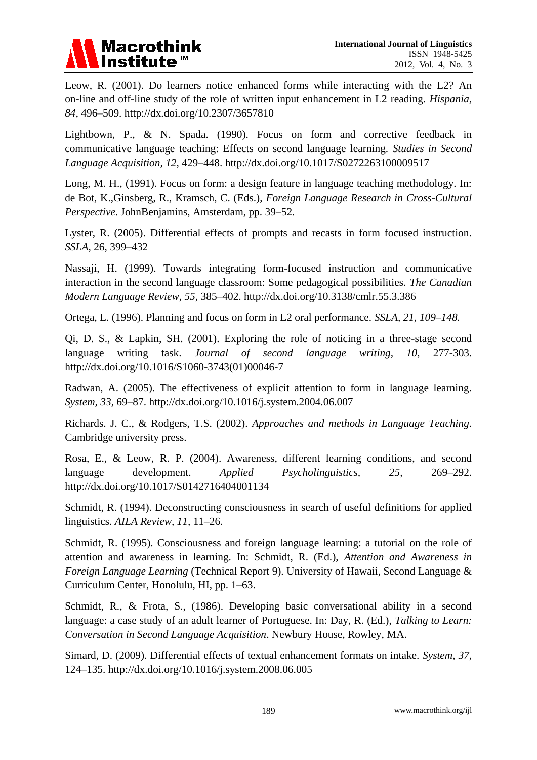Leow, R. (2001). Do learners notice enhanced forms while interacting with the L2? An on-line and off-line study of the role of written input enhancement in L2 reading. *Hispania, 84,* 496–509. http://dx.doi.org/10.2307/3657810

Lightbown, P., & N. Spada. (1990). Focus on form and corrective feedback in communicative language teaching: Effects on second language learning. *Studies in Second Language Acquisition, 12,* 429–448. http://dx.doi.org/10.1017/S0272263100009517

Long, M. H., (1991). Focus on form: a design feature in language teaching methodology. In: de Bot, K.,Ginsberg, R., Kramsch, C. (Eds.), *Foreign Language Research in Cross-Cultural Perspective*. JohnBenjamins, Amsterdam, pp. 39–52.

Lyster, R. (2005). Differential effects of prompts and recasts in form focused instruction. *SSLA,* 26, 399–432

Nassaji, H. (1999). Towards integrating form-focused instruction and communicative interaction in the second language classroom: Some pedagogical possibilities. *The Canadian Modern Language Review, 55,* 385–402. http://dx.doi.org/10.3138/cmlr.55.3.386

Ortega, L. (1996). Planning and focus on form in L2 oral performance. *SSLA, 21, 109–148.*

Qi, D. S., & Lapkin, SH. (2001). Exploring the role of noticing in a three-stage second language writing task. *Journal of second language writing, 10,* 277-303. http://dx.doi.org/10.1016/S1060-3743(01)00046-7

Radwan, A. (2005). The effectiveness of explicit attention to form in language learning. *System, 33,* 69–87. http://dx.doi.org/10.1016/j.system.2004.06.007

Richards. J. C., & Rodgers, T.S. (2002). *Approaches and methods in Language Teaching.* Cambridge university press.

Rosa, E., & Leow, R. P. (2004). Awareness, different learning conditions, and second language development. *Applied Psycholinguistics, 25,* 269–292. http://dx.doi.org/10.1017/S0142716404001134

Schmidt, R. (1994). Deconstructing consciousness in search of useful definitions for applied linguistics. *AILA Review, 11,* 11–26.

Schmidt, R. (1995). Consciousness and foreign language learning: a tutorial on the role of attention and awareness in learning. In: Schmidt, R. (Ed.), *Attention and Awareness in Foreign Language Learning* (Technical Report 9). University of Hawaii, Second Language & Curriculum Center, Honolulu, HI, pp. 1–63.

Schmidt, R., & Frota, S., (1986). Developing basic conversational ability in a second language: a case study of an adult learner of Portuguese. In: Day, R. (Ed.), *Talking to Learn: Conversation in Second Language Acquisition*. Newbury House, Rowley, MA.

Simard, D. (2009). Differential effects of textual enhancement formats on intake. *System, 37,* 124–135. http://dx.doi.org/10.1016/j.system.2008.06.005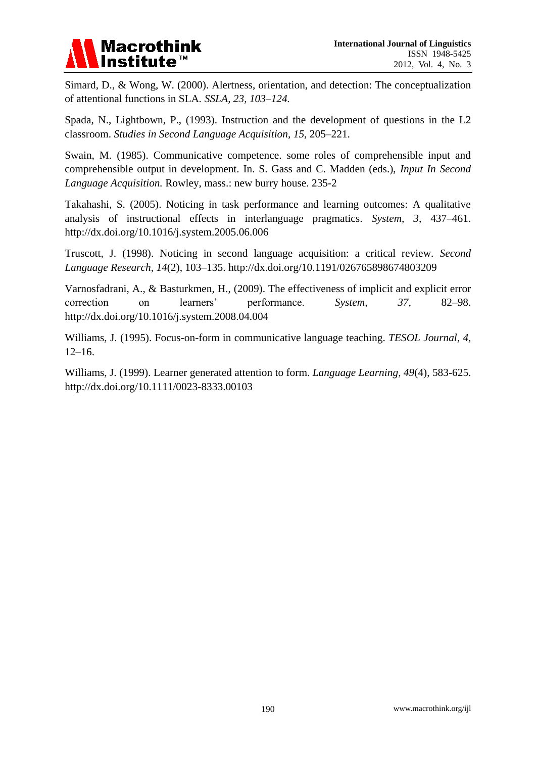Simard, D., & Wong, W. (2000). Alertness, orientation, and detection: The conceptualization of attentional functions in SLA. *SSLA, 23, 103–124.*

Spada, N., Lightbown, P., (1993). Instruction and the development of questions in the L2 classroom. *Studies in Second Language Acquisition, 15,* 205–221.

Swain, M. (1985). Communicative competence. some roles of comprehensible input and comprehensible output in development. In. S. Gass and C. Madden (eds.), *Input In Second Language Acquisition.* Rowley, mass.: new burry house. 235-2

Takahashi, S. (2005). Noticing in task performance and learning outcomes: A qualitative analysis of instructional effects in interlanguage pragmatics. *System, 3,* 437–461. http://dx.doi.org/10.1016/j.system.2005.06.006

Truscott, J. (1998). Noticing in second language acquisition: a critical review. *Second Language Research, 14*(2), 103–135. http://dx.doi.org/10.1191/026765898674803209

Varnosfadrani, A., & Basturkmen, H., (2009). The effectiveness of implicit and explicit error correction on learners' performance. *System, 37,* 82–98. http://dx.doi.org/10.1016/j.system.2008.04.004

Williams, J. (1995). Focus-on-form in communicative language teaching. *TESOL Journal, 4,* 12–16.

Williams, J. (1999). Learner generated attention to form. *Language Learning, 49*(4), 583-625. http://dx.doi.org/10.1111/0023-8333.00103